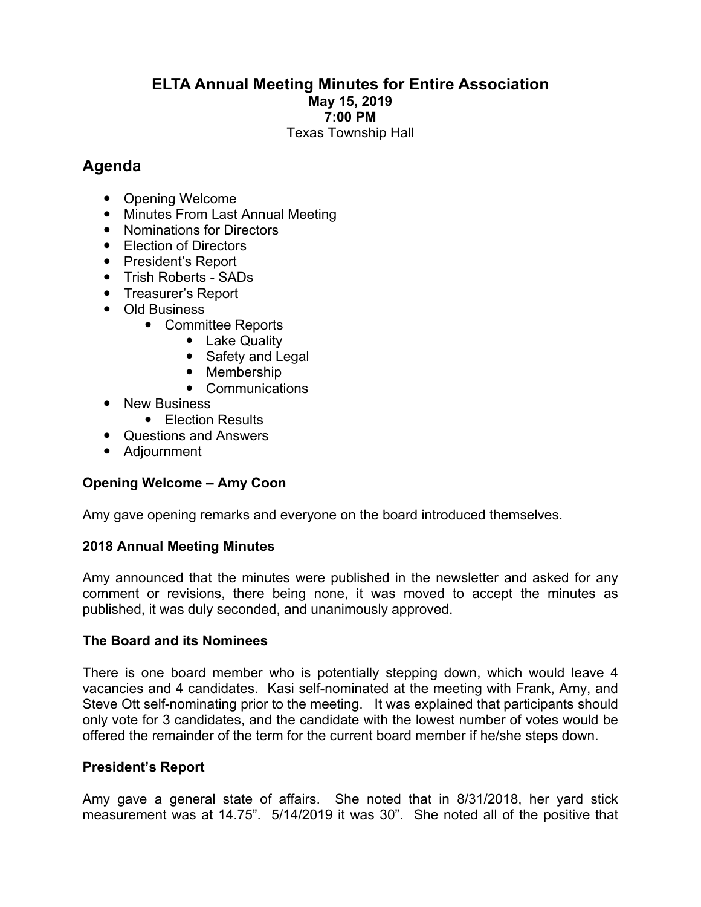# ELTA Annual Meeting Minutes for Entire Association

**May 15, 2019**
**7:00 PM**
Texas Township Hall

## Agenda

- Opening Welcome
- Minutes From Last Annual Meeting
- Nominations for Directors
- Election of Directors
- President's Report
- Trish Roberts - SADs
- Treasurer's Report
- Old Business
  - Committee Reports
    - Lake Quality
    - Safety and Legal
    - Membership
    - Communications
- New Business
  - Election Results
- Questions and Answers
- Adjournment

**Opening Welcome – Amy Coon**

Amy gave opening remarks and everyone on the board introduced themselves.

**2018 Annual Meeting Minutes**

Amy announced that the minutes were published in the newsletter and asked for any comment or revisions, there being none, it was moved to accept the minutes as published, it was duly seconded, and unanimously approved.

**The Board and its Nominees**

There is one board member who is potentially stepping down, which would leave 4 vacancies and 4 candidates. Kasi self-nominated at the meeting with Frank, Amy, and Steve Ott self-nominating prior to the meeting. It was explained that participants should only vote for 3 candidates, and the candidate with the lowest number of votes would be offered the remainder of the term for the current board member if he/she steps down.

**President's Report**

Amy gave a general state of affairs. She noted that in 8/31/2018, her yard stick measurement was at 14.75". 5/14/2019 it was 30". She noted all of the positive that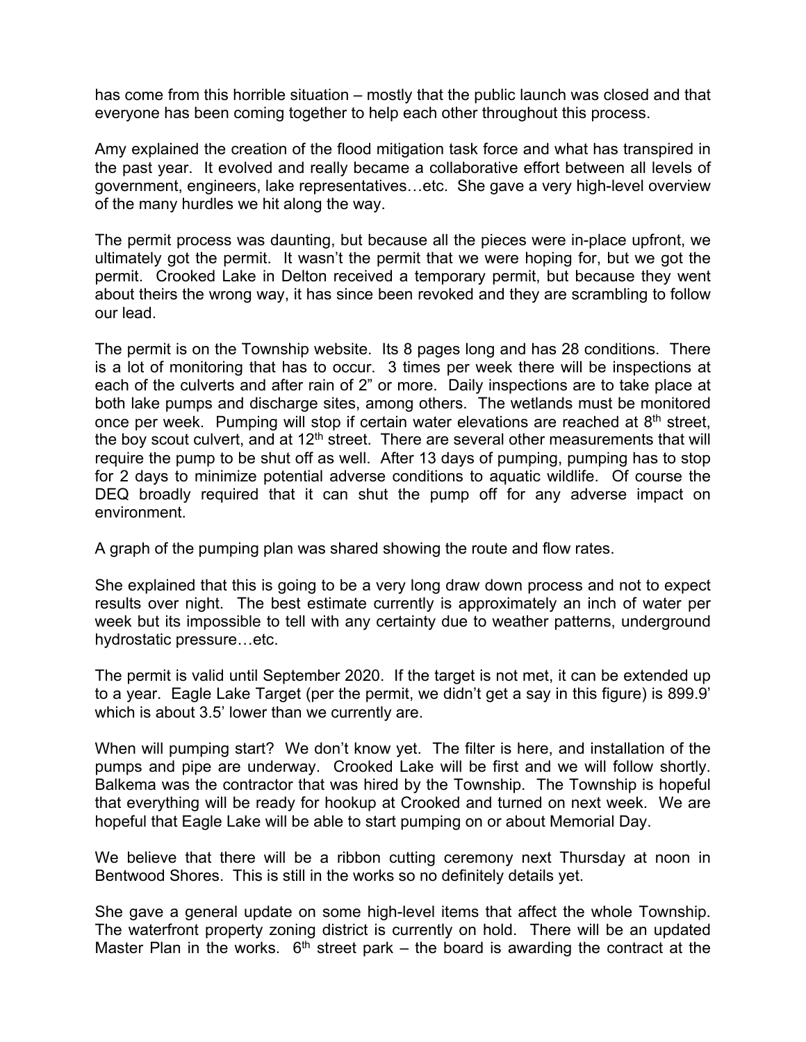has come from this horrible situation – mostly that the public launch was closed and that everyone has been coming together to help each other throughout this process.

Amy explained the creation of the flood mitigation task force and what has transpired in the past year. It evolved and really became a collaborative effort between all levels of government, engineers, lake representatives…etc. She gave a very high-level overview of the many hurdles we hit along the way.

The permit process was daunting, but because all the pieces were in-place upfront, we ultimately got the permit. It wasn't the permit that we were hoping for, but we got the permit. Crooked Lake in Delton received a temporary permit, but because they went about theirs the wrong way, it has since been revoked and they are scrambling to follow our lead.

The permit is on the Township website. Its 8 pages long and has 28 conditions. There is a lot of monitoring that has to occur. 3 times per week there will be inspections at each of the culverts and after rain of 2" or more. Daily inspections are to take place at both lake pumps and discharge sites, among others. The wetlands must be monitored once per week. Pumping will stop if certain water elevations are reached at 8th street, the boy scout culvert, and at 12th street. There are several other measurements that will require the pump to be shut off as well. After 13 days of pumping, pumping has to stop for 2 days to minimize potential adverse conditions to aquatic wildlife. Of course the DEQ broadly required that it can shut the pump off for any adverse impact on environment.

A graph of the pumping plan was shared showing the route and flow rates.

She explained that this is going to be a very long draw down process and not to expect results over night. The best estimate currently is approximately an inch of water per week but its impossible to tell with any certainty due to weather patterns, underground hydrostatic pressure…etc.

The permit is valid until September 2020. If the target is not met, it can be extended up to a year. Eagle Lake Target (per the permit, we didn't get a say in this figure) is 899.9' which is about 3.5' lower than we currently are.

When will pumping start? We don't know yet. The filter is here, and installation of the pumps and pipe are underway. Crooked Lake will be first and we will follow shortly. Balkema was the contractor that was hired by the Township. The Township is hopeful that everything will be ready for hookup at Crooked and turned on next week. We are hopeful that Eagle Lake will be able to start pumping on or about Memorial Day.

We believe that there will be a ribbon cutting ceremony next Thursday at noon in Bentwood Shores. This is still in the works so no definitely details yet.

She gave a general update on some high-level items that affect the whole Township. The waterfront property zoning district is currently on hold. There will be an updated Master Plan in the works. 6th street park – the board is awarding the contract at the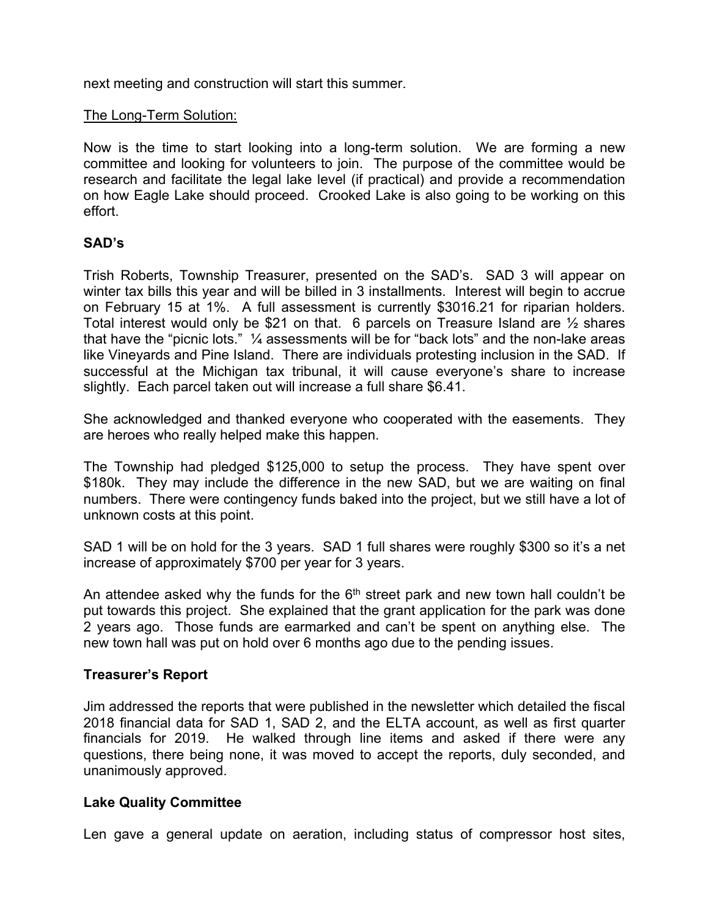next meeting and construction will start this summer.

The Long-Term Solution:

Now is the time to start looking into a long-term solution. We are forming a new committee and looking for volunteers to join. The purpose of the committee would be research and facilitate the legal lake level (if practical) and provide a recommendation on how Eagle Lake should proceed. Crooked Lake is also going to be working on this effort.

**SAD's**

Trish Roberts, Township Treasurer, presented on the SAD's. SAD 3 will appear on winter tax bills this year and will be billed in 3 installments. Interest will begin to accrue on February 15 at 1%. A full assessment is currently $3016.21 for riparian holders. Total interest would only be $21 on that. 6 parcels on Treasure Island are ½ shares that have the "picnic lots." ¼ assessments will be for "back lots" and the non-lake areas like Vineyards and Pine Island. There are individuals protesting inclusion in the SAD. If successful at the Michigan tax tribunal, it will cause everyone's share to increase slightly. Each parcel taken out will increase a full share $6.41.

She acknowledged and thanked everyone who cooperated with the easements. They are heroes who really helped make this happen.

The Township had pledged $125,000 to setup the process. They have spent over $180k. They may include the difference in the new SAD, but we are waiting on final numbers. There were contingency funds baked into the project, but we still have a lot of unknown costs at this point.

SAD 1 will be on hold for the 3 years. SAD 1 full shares were roughly $300 so it's a net increase of approximately $700 per year for 3 years.

An attendee asked why the funds for the 6th street park and new town hall couldn't be put towards this project. She explained that the grant application for the park was done 2 years ago. Those funds are earmarked and can't be spent on anything else. The new town hall was put on hold over 6 months ago due to the pending issues.

**Treasurer's Report**

Jim addressed the reports that were published in the newsletter which detailed the fiscal 2018 financial data for SAD 1, SAD 2, and the ELTA account, as well as first quarter financials for 2019. He walked through line items and asked if there were any questions, there being none, it was moved to accept the reports, duly seconded, and unanimously approved.

**Lake Quality Committee**

Len gave a general update on aeration, including status of compressor host sites,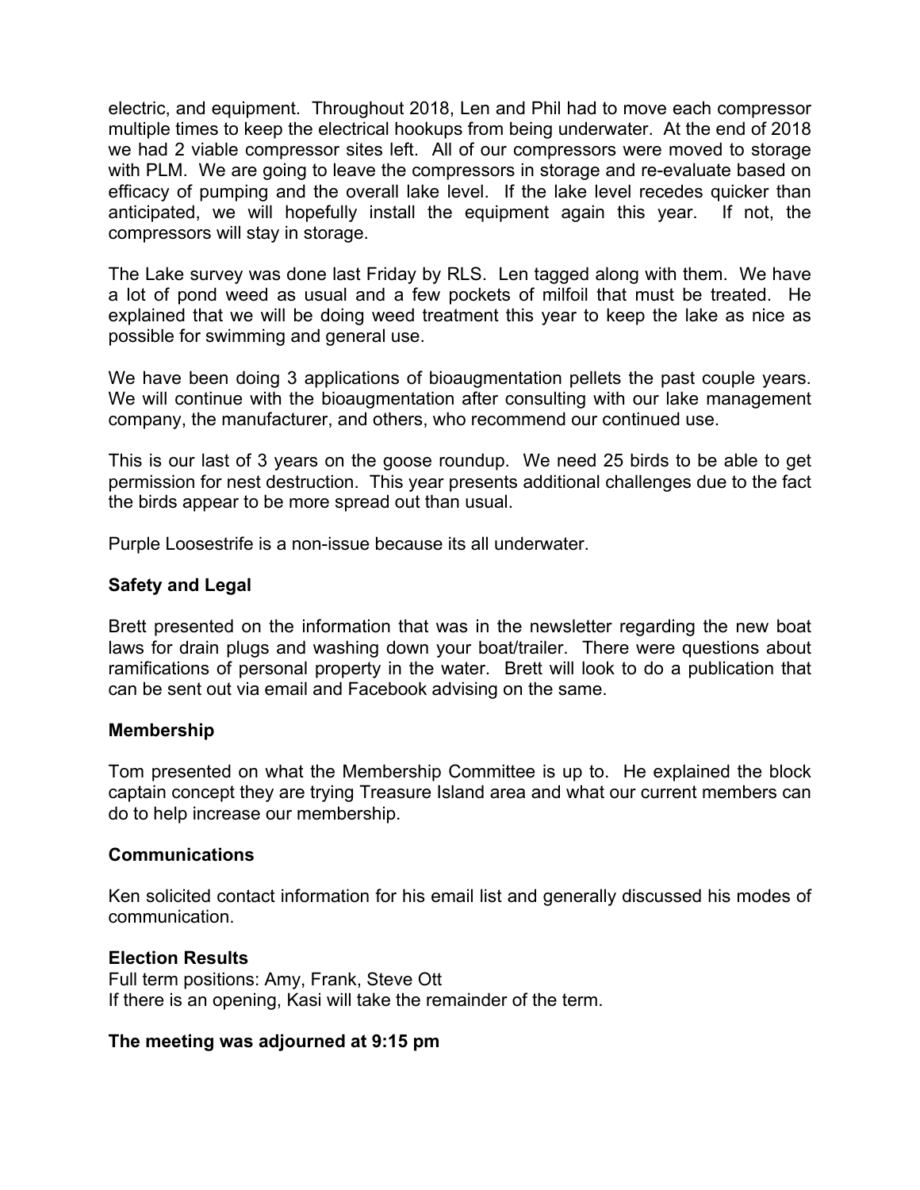electric, and equipment. Throughout 2018, Len and Phil had to move each compressor multiple times to keep the electrical hookups from being underwater. At the end of 2018 we had 2 viable compressor sites left. All of our compressors were moved to storage with PLM. We are going to leave the compressors in storage and re-evaluate based on efficacy of pumping and the overall lake level. If the lake level recedes quicker than anticipated, we will hopefully install the equipment again this year. If not, the compressors will stay in storage.

The Lake survey was done last Friday by RLS. Len tagged along with them. We have a lot of pond weed as usual and a few pockets of milfoil that must be treated. He explained that we will be doing weed treatment this year to keep the lake as nice as possible for swimming and general use.

We have been doing 3 applications of bioaugmentation pellets the past couple years. We will continue with the bioaugmentation after consulting with our lake management company, the manufacturer, and others, who recommend our continued use.

This is our last of 3 years on the goose roundup. We need 25 birds to be able to get permission for nest destruction. This year presents additional challenges due to the fact the birds appear to be more spread out than usual.

Purple Loosestrife is a non-issue because its all underwater.

**Safety and Legal**

Brett presented on the information that was in the newsletter regarding the new boat laws for drain plugs and washing down your boat/trailer. There were questions about ramifications of personal property in the water. Brett will look to do a publication that can be sent out via email and Facebook advising on the same.

**Membership**

Tom presented on what the Membership Committee is up to. He explained the block captain concept they are trying Treasure Island area and what our current members can do to help increase our membership.

**Communications**

Ken solicited contact information for his email list and generally discussed his modes of communication.

**Election Results**

Full term positions: Amy, Frank, Steve Ott
If there is an opening, Kasi will take the remainder of the term.

**The meeting was adjourned at 9:15 pm**